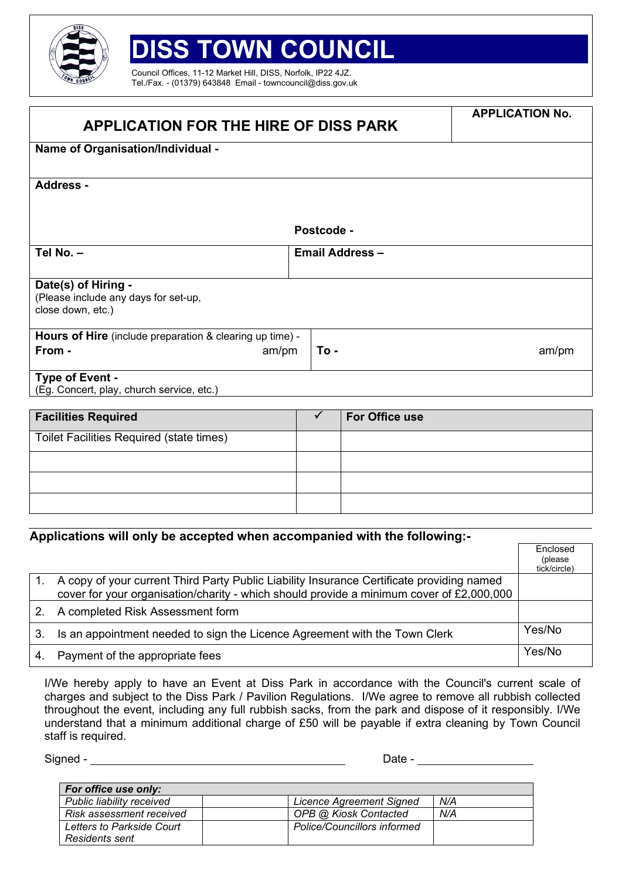# DISS TOWN COUNCIL

Council Offices, 11-12 Market Hill, DISS, Norfolk, IP22 4JZ.
Tel./Fax. - (01379) 643848 Email - towncouncil@diss.gov.uk

| ## APPLICATION FOR THE HIRE OF DISS PARK | | | **APPLICATION No.** |
|---|---|---|---|
| **Name of Organisation/Individual -** | | | |
| **Address -** | | | |
| | **Postcode -** | | |
| **Tel No. –** | **Email Address –** | | |
| **Date(s) of Hiring -** (Please include any days for set-up, close down, etc.) | | | |
| **Hours of Hire** (include preparation & clearing up time) - **From -** am/pm | **To -** am/pm | | |
| **Type of Event -** (Eg. Concert, play, church service, etc.) | | | |

| Facilities Required | ✓ | For Office use |
|---|---|---|
| Toilet Facilities Required (state times) | | |
| | | |
| | | |
| | | |

**Applications will only be accepted when accompanied with the following:-**

| | | Enclosed (please tick/circle) |
|---|---|---|
| 1. | A copy of your current Third Party Public Liability Insurance Certificate providing named cover for your organisation/charity - which should provide a minimum cover of £2,000,000 | |
| 2. | A completed Risk Assessment form | |
| 3. | Is an appointment needed to sign the Licence Agreement with the Town Clerk | Yes/No |
| 4. | Payment of the appropriate fees | Yes/No |

I/We hereby apply to have an Event at Diss Park in accordance with the Council's current scale of charges and subject to the Diss Park / Pavilion Regulations. I/We agree to remove all rubbish collected throughout the event, including any full rubbish sacks, from the park and dispose of it responsibly. I/We understand that a minimum additional charge of £50 will be payable if extra cleaning by Town Council staff is required.

Signed - ______________________________ Date - ________________

| ***For office use only:*** | | | |
|---|---|---|---|
| *Public liability received* | | *Licence Agreement Signed* | *N/A* |
| *Risk assessment received* | | *OPB @ Kiosk Contacted* | *N/A* |
| *Letters to Parkside Court Residents sent* | | *Police/Councillors informed* | |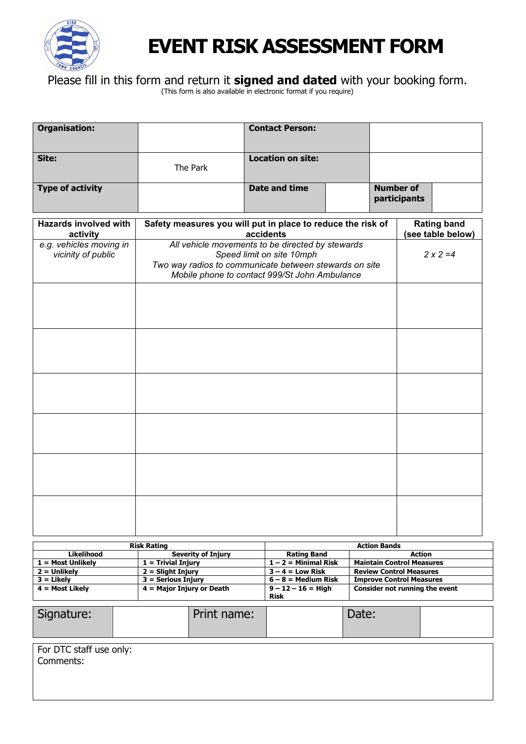# EVENT RISK ASSESSMENT FORM

Please fill in this form and return it **signed and dated** with your booking form.
(This form is also available in electronic format if you require)

| | | | | | |
|---|---|---|---|---|---|
| **Organisation:** | | **Contact Person:** | | | |
| **Site:** | The Park | **Location on site:** | | | |
| **Type of activity** | | **Date and time** | | **Number of participants** | |

| Hazards involved with activity | Safety measures you will put in place to reduce the risk of accidents | Rating band (see table below) |
|---|---|---|
| *e.g. vehicles moving in vicinity of public* | *All vehicle movements to be directed by stewards*<br>*Speed limit on site 10mph*<br>*Two way radios to communicate between stewards on site*<br>*Mobile phone to contact 999/St John Ambulance* | *2 x 2 =4* |
| | | |
| | | |
| | | |
| | | |
| | | |
| | | |

| **Risk Rating** | | **Action Bands** | |
|---|---|---|---|
| **Likelihood** | **Severity of Injury** | **Rating Band** | **Action** |
| **1 = Most Unlikely** | **1 = Trivial Injury** | **1 – 2 = Minimal Risk** | **Maintain Control Measures** |
| **2 = Unlikely** | **2 = Slight Injury** | **3 – 4 = Low Risk** | **Review Control Measures** |
| **3 = Likely** | **3 = Serious Injury** | **6 – 8 = Medium Risk** | **Improve Control Measures** |
| **4 = Most Likely** | **4 = Major Injury or Death** | **9 – 12 – 16 = High Risk** | **Consider not running the event** |

| | | | | | |
|---|---|---|---|---|---|
| Signature: | | Print name: | | Date: | |

For DTC staff use only:
Comments: